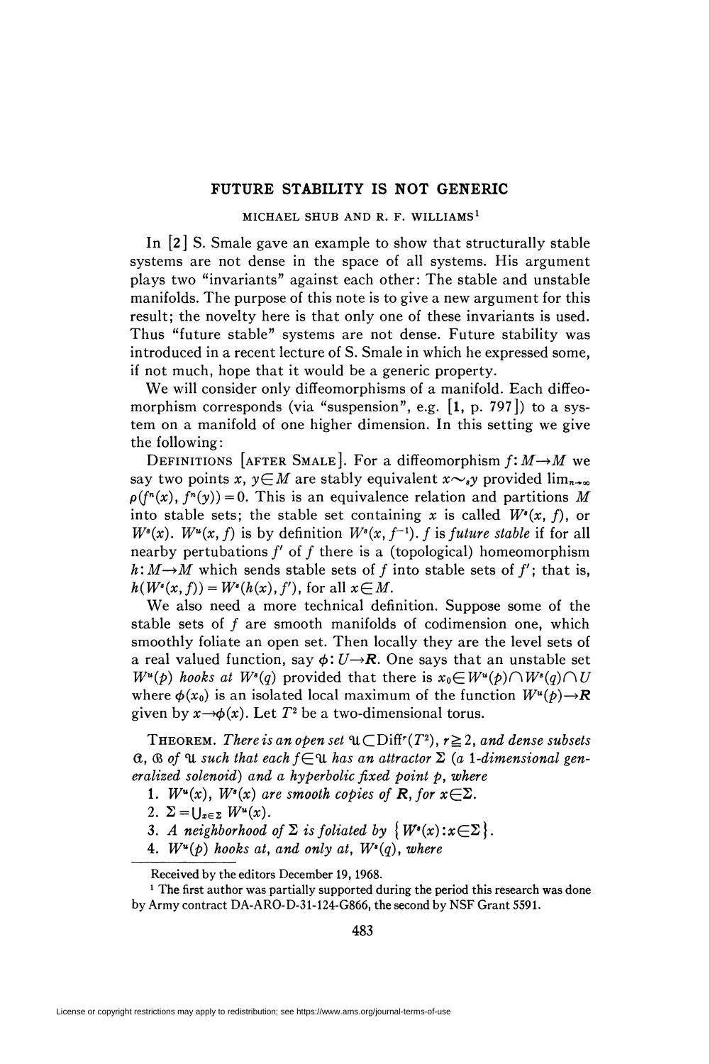# FUTURE STABILITY IS NOT GENERIC

MICHAEL SHUB AND R. F. WILLIAMS[1]

In [2] S. Smale gave an example to show that structurally stable systems are not dense in the space of all systems. His argument plays two "invariants" against each other: The stable and unstable manifolds. The purpose of this note is to give a new argument for this result; the novelty here is that only one of these invariants is used. Thus "future stable" systems are not dense. Future stability was introduced in a recent lecture of S. Smale in which he expressed some, if not much, hope that it would be a generic property.

We will consider only diffeomorphisms of a manifold. Each diffeomorphism corresponds (via "suspension", e.g. [1, p. 797]) to a system on a manifold of one higher dimension. In this setting we give the following:

DEFINITIONS [AFTER SMALE]. For a diffeomorphism $f: M \to M$ we say two points $x, y \in M$ are stably equivalent $x \sim_s y$ provided $\lim_{n\to\infty} \rho(f^n(x), f^n(y)) = 0$. This is an equivalence relation and partitions $M$ into stable sets; the stable set containing $x$ is called $W^s(x, f)$, or $W^s(x)$. $W^u(x, f)$ is by definition $W^s(x, f^{-1})$. $f$ is *future stable* if for all nearby pertubations $f'$ of $f$ there is a (topological) homeomorphism $h: M \to M$ which sends stable sets of $f$ into stable sets of $f'$; that is, $h(W^s(x, f)) = W^s(h(x), f')$, for all $x \in M$.

We also need a more technical definition. Suppose some of the stable sets of $f$ are smooth manifolds of codimension one, which smoothly foliate an open set. Then locally they are the level sets of a real valued function, say $\phi: U \to \mathbf{R}$. One says that an unstable set $W^u(p)$ *hooks at* $W^s(q)$ provided that there is $x_0 \in W^u(p) \cap W^s(q) \cap U$ where $\phi(x_0)$ is an isolated local maximum of the function $W^u(p) \to \mathbf{R}$ given by $x \to \phi(x)$. Let $T^2$ be a two-dimensional torus.

THEOREM. *There is an open set $\mathfrak{U} \subset \mathrm{Diff}^r(T^2)$, $r \geq 2$, and dense subsets $\mathfrak{A}$, $\mathfrak{B}$ of $\mathfrak{U}$ such that each $f \in \mathfrak{U}$ has an attractor $\Sigma$ (a 1-dimensional generalized solenoid) and a hyperbolic fixed point $p$, where*

1. *$W^u(x)$, $W^s(x)$ are smooth copies of $\mathbf{R}$, for $x \in \Sigma$.*
2. *$\Sigma = \bigcup_{x\in\Sigma} W^u(x)$.*
3. *A neighborhood of $\Sigma$ is foliated by $\{W^s(x): x \in \Sigma\}$.*
4. *$W^u(p)$ hooks at, and only at, $W^s(q)$, where*

---

Received by the editors December 19, 1968.

[1] The first author was partially supported during the period this research was done by Army contract DA-ARO-D-31-124-G866, the second by NSF Grant 5591.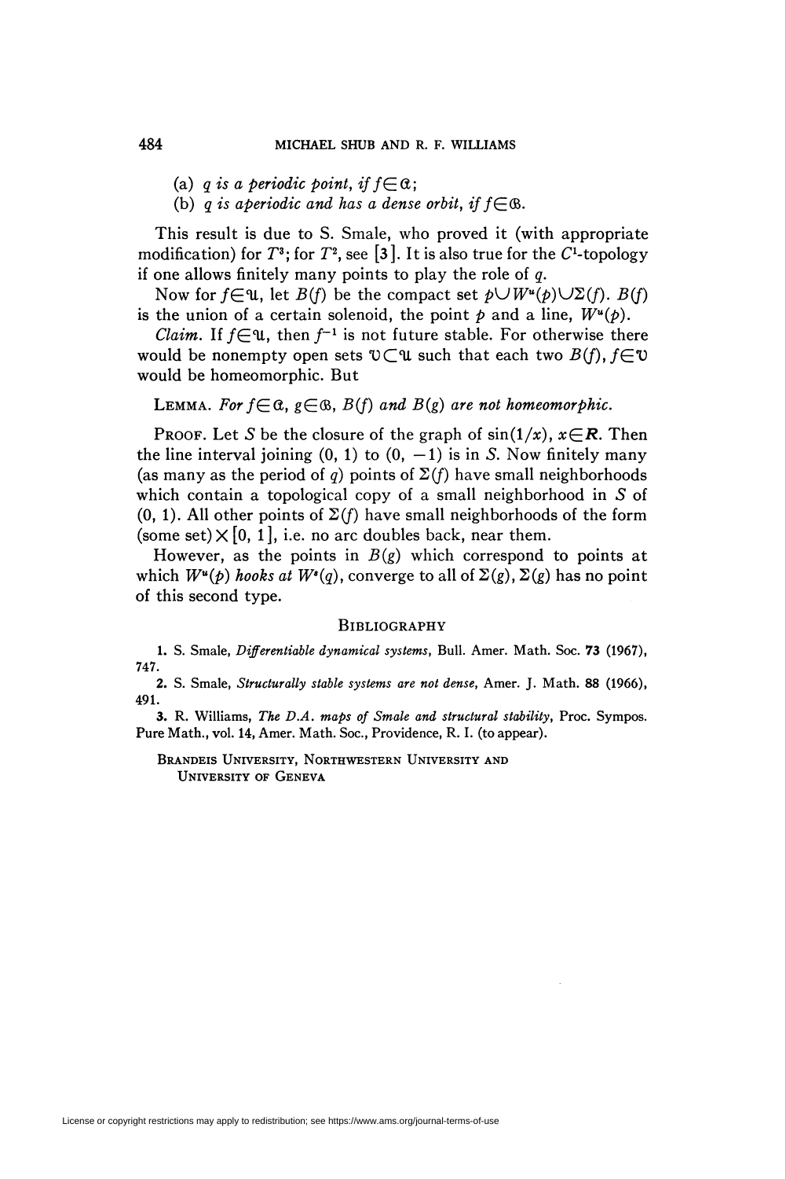(a) *q is a periodic point, if $f \in \mathfrak{A}$;*

(b) *q is aperiodic and has a dense orbit, if $f \in \mathfrak{B}$.*

This result is due to S. Smale, who proved it (with appropriate modification) for $T^3$; for $T^2$, see [3]. It is also true for the $C^1$-topology if one allows finitely many points to play the role of $q$.

Now for $f \in \mathfrak{U}$, let $B(f)$ be the compact set $p \cup W^u(p) \cup \Sigma(f)$. $B(f)$ is the union of a certain solenoid, the point $p$ and a line, $W^u(p)$.

*Claim.* If $f \in \mathfrak{U}$, then $f^{-1}$ is not future stable. For otherwise there would be nonempty open sets $\mathfrak{V} \subset \mathfrak{U}$ such that each two $B(f)$, $f \in \mathfrak{V}$ would be homeomorphic. But

LEMMA. *For $f \in \mathfrak{A}$, $g \in \mathfrak{B}$, $B(f)$ and $B(g)$ are not homeomorphic.*

PROOF. Let $S$ be the closure of the graph of $\sin(1/x)$, $x \in \mathbf{R}$. Then the line interval joining $(0, 1)$ to $(0, -1)$ is in $S$. Now finitely many (as many as the period of $q$) points of $\Sigma(f)$ have small neighborhoods which contain a topological copy of a small neighborhood in $S$ of $(0, 1)$. All other points of $\Sigma(f)$ have small neighborhoods of the form (some set)$\times [0, 1]$, i.e. no arc doubles back, near them.

However, as the points in $B(g)$ which correspond to points at which $W^u(p)$ *hooks at* $W^s(q)$, converge to all of $\Sigma(g)$, $\Sigma(g)$ has no point of this second type.

## BIBLIOGRAPHY

1. S. Smale, *Differentiable dynamical systems*, Bull. Amer. Math. Soc. **73** (1967), 747.

2. S. Smale, *Structurally stable systems are not dense*, Amer. J. Math. **88** (1966), 491.

3. R. Williams, *The D.A. maps of Smale and structural stability*, Proc. Sympos. Pure Math., vol. 14, Amer. Math. Soc., Providence, R. I. (to appear).

BRANDEIS UNIVERSITY, NORTHWESTERN UNIVERSITY AND UNIVERSITY OF GENEVA